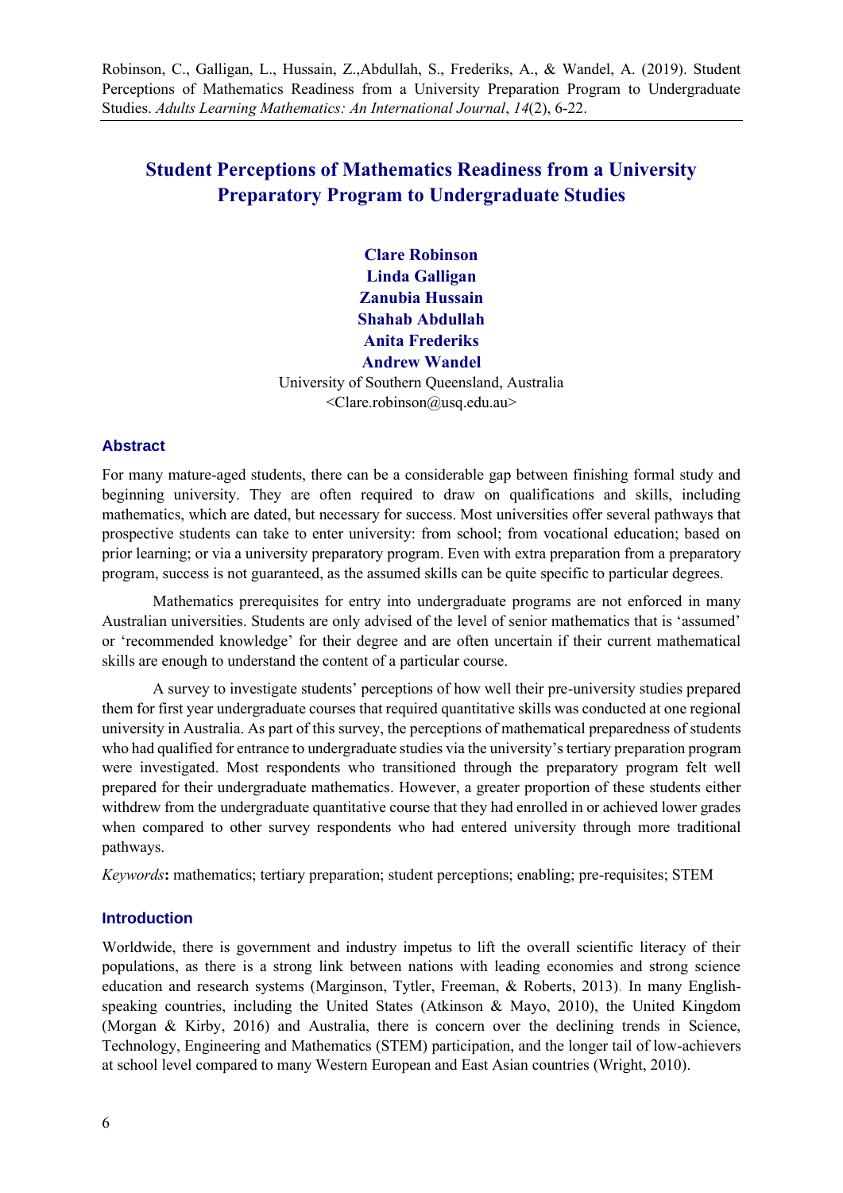Robinson, C., Galligan, L., Hussain, Z.,Abdullah, S., Frederiks, A., & Wandel, A. (2019). Student Perceptions of Mathematics Readiness from a University Preparation Program to Undergraduate Studies. *Adults Learning Mathematics: An International Journal*, *14*(2), 6-22.

# Student Perceptions of Mathematics Readiness from a University Preparatory Program to Undergraduate Studies

**Clare Robinson**
**Linda Galligan**
**Zanubia Hussain**
**Shahab Abdullah**
**Anita Frederiks**
**Andrew Wandel**

University of Southern Queensland, Australia
<Clare.robinson@usq.edu.au>

## Abstract

For many mature-aged students, there can be a considerable gap between finishing formal study and beginning university. They are often required to draw on qualifications and skills, including mathematics, which are dated, but necessary for success. Most universities offer several pathways that prospective students can take to enter university: from school; from vocational education; based on prior learning; or via a university preparatory program. Even with extra preparation from a preparatory program, success is not guaranteed, as the assumed skills can be quite specific to particular degrees.

Mathematics prerequisites for entry into undergraduate programs are not enforced in many Australian universities. Students are only advised of the level of senior mathematics that is 'assumed' or 'recommended knowledge' for their degree and are often uncertain if their current mathematical skills are enough to understand the content of a particular course.

A survey to investigate students' perceptions of how well their pre-university studies prepared them for first year undergraduate courses that required quantitative skills was conducted at one regional university in Australia. As part of this survey, the perceptions of mathematical preparedness of students who had qualified for entrance to undergraduate studies via the university's tertiary preparation program were investigated. Most respondents who transitioned through the preparatory program felt well prepared for their undergraduate mathematics. However, a greater proportion of these students either withdrew from the undergraduate quantitative course that they had enrolled in or achieved lower grades when compared to other survey respondents who had entered university through more traditional pathways.

*Keywords*: mathematics; tertiary preparation; student perceptions; enabling; pre-requisites; STEM

## Introduction

Worldwide, there is government and industry impetus to lift the overall scientific literacy of their populations, as there is a strong link between nations with leading economies and strong science education and research systems (Marginson, Tytler, Freeman, & Roberts, 2013). In many English-speaking countries, including the United States (Atkinson & Mayo, 2010), the United Kingdom (Morgan & Kirby, 2016) and Australia, there is concern over the declining trends in Science, Technology, Engineering and Mathematics (STEM) participation, and the longer tail of low-achievers at school level compared to many Western European and East Asian countries (Wright, 2010).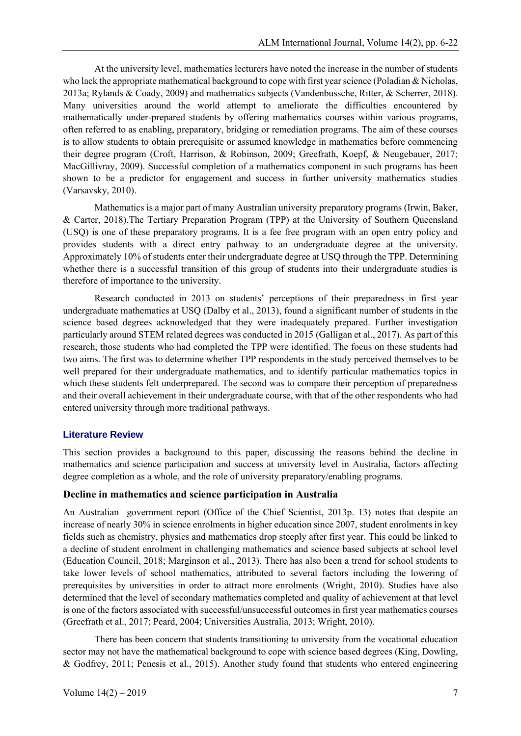At the university level, mathematics lecturers have noted the increase in the number of students who lack the appropriate mathematical background to cope with first year science (Poladian & Nicholas, 2013a; Rylands & Coady, 2009) and mathematics subjects (Vandenbussche, Ritter, & Scherrer, 2018). Many universities around the world attempt to ameliorate the difficulties encountered by mathematically under-prepared students by offering mathematics courses within various programs, often referred to as enabling, preparatory, bridging or remediation programs. The aim of these courses is to allow students to obtain prerequisite or assumed knowledge in mathematics before commencing their degree program (Croft, Harrison, & Robinson, 2009; Greefrath, Koepf, & Neugebauer, 2017; MacGillivray, 2009). Successful completion of a mathematics component in such programs has been shown to be a predictor for engagement and success in further university mathematics studies (Varsavsky, 2010).

Mathematics is a major part of many Australian university preparatory programs (Irwin, Baker, & Carter, 2018).The Tertiary Preparation Program (TPP) at the University of Southern Queensland (USQ) is one of these preparatory programs. It is a fee free program with an open entry policy and provides students with a direct entry pathway to an undergraduate degree at the university. Approximately 10% of students enter their undergraduate degree at USQ through the TPP. Determining whether there is a successful transition of this group of students into their undergraduate studies is therefore of importance to the university.

Research conducted in 2013 on students' perceptions of their preparedness in first year undergraduate mathematics at USQ (Dalby et al., 2013), found a significant number of students in the science based degrees acknowledged that they were inadequately prepared. Further investigation particularly around STEM related degrees was conducted in 2015 (Galligan et al., 2017). As part of this research, those students who had completed the TPP were identified. The focus on these students had two aims. The first was to determine whether TPP respondents in the study perceived themselves to be well prepared for their undergraduate mathematics, and to identify particular mathematics topics in which these students felt underprepared. The second was to compare their perception of preparedness and their overall achievement in their undergraduate course, with that of the other respondents who had entered university through more traditional pathways.

## Literature Review

This section provides a background to this paper, discussing the reasons behind the decline in mathematics and science participation and success at university level in Australia, factors affecting degree completion as a whole, and the role of university preparatory/enabling programs.

### Decline in mathematics and science participation in Australia

An Australian government report (Office of the Chief Scientist, 2013p. 13) notes that despite an increase of nearly 30% in science enrolments in higher education since 2007, student enrolments in key fields such as chemistry, physics and mathematics drop steeply after first year. This could be linked to a decline of student enrolment in challenging mathematics and science based subjects at school level (Education Council, 2018; Marginson et al., 2013). There has also been a trend for school students to take lower levels of school mathematics, attributed to several factors including the lowering of prerequisites by universities in order to attract more enrolments (Wright, 2010). Studies have also determined that the level of secondary mathematics completed and quality of achievement at that level is one of the factors associated with successful/unsuccessful outcomes in first year mathematics courses (Greefrath et al., 2017; Peard, 2004; Universities Australia, 2013; Wright, 2010).

There has been concern that students transitioning to university from the vocational education sector may not have the mathematical background to cope with science based degrees (King, Dowling, & Godfrey, 2011; Penesis et al., 2015). Another study found that students who entered engineering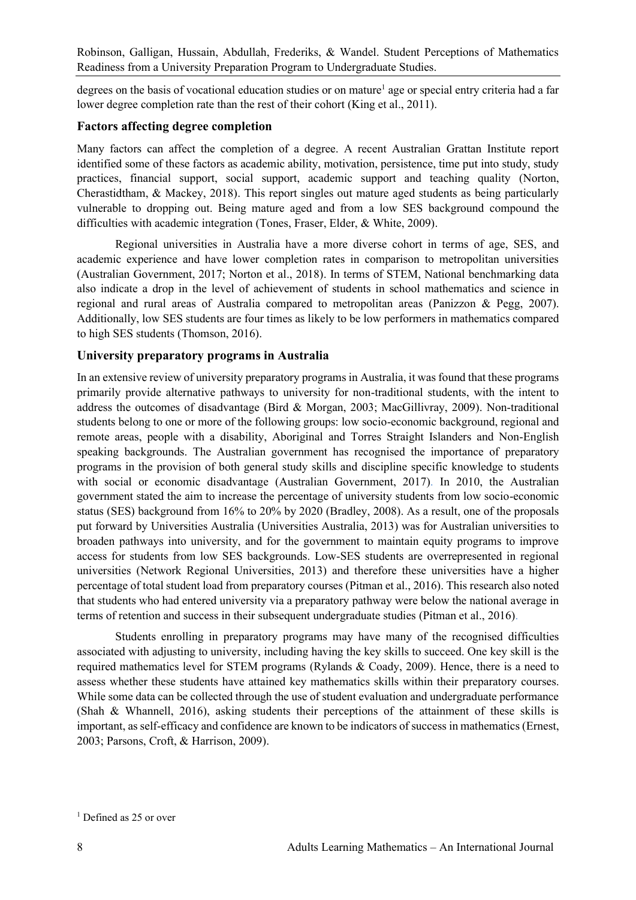degrees on the basis of vocational education studies or on mature[1] age or special entry criteria had a far lower degree completion rate than the rest of their cohort (King et al., 2011).

### Factors affecting degree completion

Many factors can affect the completion of a degree. A recent Australian Grattan Institute report identified some of these factors as academic ability, motivation, persistence, time put into study, study practices, financial support, social support, academic support and teaching quality (Norton, Cherastidtham, & Mackey, 2018). This report singles out mature aged students as being particularly vulnerable to dropping out. Being mature aged and from a low SES background compound the difficulties with academic integration (Tones, Fraser, Elder, & White, 2009).

Regional universities in Australia have a more diverse cohort in terms of age, SES, and academic experience and have lower completion rates in comparison to metropolitan universities (Australian Government, 2017; Norton et al., 2018). In terms of STEM, National benchmarking data also indicate a drop in the level of achievement of students in school mathematics and science in regional and rural areas of Australia compared to metropolitan areas (Panizzon & Pegg, 2007). Additionally, low SES students are four times as likely to be low performers in mathematics compared to high SES students (Thomson, 2016).

### University preparatory programs in Australia

In an extensive review of university preparatory programs in Australia, it was found that these programs primarily provide alternative pathways to university for non-traditional students, with the intent to address the outcomes of disadvantage (Bird & Morgan, 2003; MacGillivray, 2009). Non-traditional students belong to one or more of the following groups: low socio-economic background, regional and remote areas, people with a disability, Aboriginal and Torres Straight Islanders and Non-English speaking backgrounds. The Australian government has recognised the importance of preparatory programs in the provision of both general study skills and discipline specific knowledge to students with social or economic disadvantage (Australian Government, 2017). In 2010, the Australian government stated the aim to increase the percentage of university students from low socio-economic status (SES) background from 16% to 20% by 2020 (Bradley, 2008). As a result, one of the proposals put forward by Universities Australia (Universities Australia, 2013) was for Australian universities to broaden pathways into university, and for the government to maintain equity programs to improve access for students from low SES backgrounds. Low-SES students are overrepresented in regional universities (Network Regional Universities, 2013) and therefore these universities have a higher percentage of total student load from preparatory courses (Pitman et al., 2016). This research also noted that students who had entered university via a preparatory pathway were below the national average in terms of retention and success in their subsequent undergraduate studies (Pitman et al., 2016).

Students enrolling in preparatory programs may have many of the recognised difficulties associated with adjusting to university, including having the key skills to succeed. One key skill is the required mathematics level for STEM programs (Rylands & Coady, 2009). Hence, there is a need to assess whether these students have attained key mathematics skills within their preparatory courses. While some data can be collected through the use of student evaluation and undergraduate performance (Shah & Whannell, 2016), asking students their perceptions of the attainment of these skills is important, as self-efficacy and confidence are known to be indicators of success in mathematics (Ernest, 2003; Parsons, Croft, & Harrison, 2009).

[1] Defined as 25 or over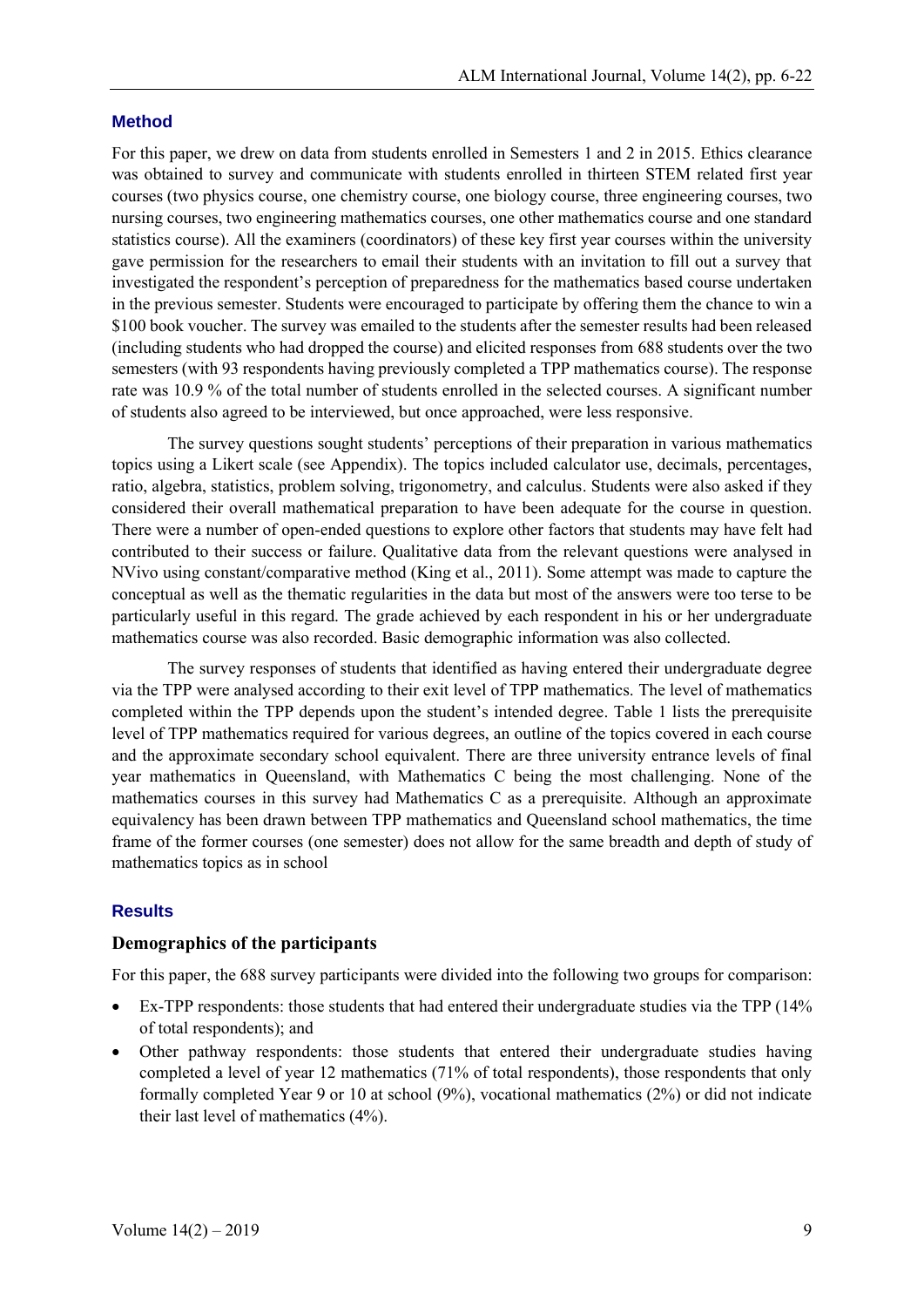## Method

For this paper, we drew on data from students enrolled in Semesters 1 and 2 in 2015. Ethics clearance was obtained to survey and communicate with students enrolled in thirteen STEM related first year courses (two physics course, one chemistry course, one biology course, three engineering courses, two nursing courses, two engineering mathematics courses, one other mathematics course and one standard statistics course). All the examiners (coordinators) of these key first year courses within the university gave permission for the researchers to email their students with an invitation to fill out a survey that investigated the respondent's perception of preparedness for the mathematics based course undertaken in the previous semester. Students were encouraged to participate by offering them the chance to win a $100 book voucher. The survey was emailed to the students after the semester results had been released (including students who had dropped the course) and elicited responses from 688 students over the two semesters (with 93 respondents having previously completed a TPP mathematics course). The response rate was 10.9 % of the total number of students enrolled in the selected courses. A significant number of students also agreed to be interviewed, but once approached, were less responsive.

The survey questions sought students' perceptions of their preparation in various mathematics topics using a Likert scale (see Appendix). The topics included calculator use, decimals, percentages, ratio, algebra, statistics, problem solving, trigonometry, and calculus. Students were also asked if they considered their overall mathematical preparation to have been adequate for the course in question. There were a number of open-ended questions to explore other factors that students may have felt had contributed to their success or failure. Qualitative data from the relevant questions were analysed in NVivo using constant/comparative method (King et al., 2011). Some attempt was made to capture the conceptual as well as the thematic regularities in the data but most of the answers were too terse to be particularly useful in this regard. The grade achieved by each respondent in his or her undergraduate mathematics course was also recorded. Basic demographic information was also collected.

The survey responses of students that identified as having entered their undergraduate degree via the TPP were analysed according to their exit level of TPP mathematics. The level of mathematics completed within the TPP depends upon the student's intended degree. Table 1 lists the prerequisite level of TPP mathematics required for various degrees, an outline of the topics covered in each course and the approximate secondary school equivalent. There are three university entrance levels of final year mathematics in Queensland, with Mathematics C being the most challenging. None of the mathematics courses in this survey had Mathematics C as a prerequisite. Although an approximate equivalency has been drawn between TPP mathematics and Queensland school mathematics, the time frame of the former courses (one semester) does not allow for the same breadth and depth of study of mathematics topics as in school

## Results

### Demographics of the participants

For this paper, the 688 survey participants were divided into the following two groups for comparison:

- Ex-TPP respondents: those students that had entered their undergraduate studies via the TPP (14% of total respondents); and
- Other pathway respondents: those students that entered their undergraduate studies having completed a level of year 12 mathematics (71% of total respondents), those respondents that only formally completed Year 9 or 10 at school (9%), vocational mathematics (2%) or did not indicate their last level of mathematics (4%).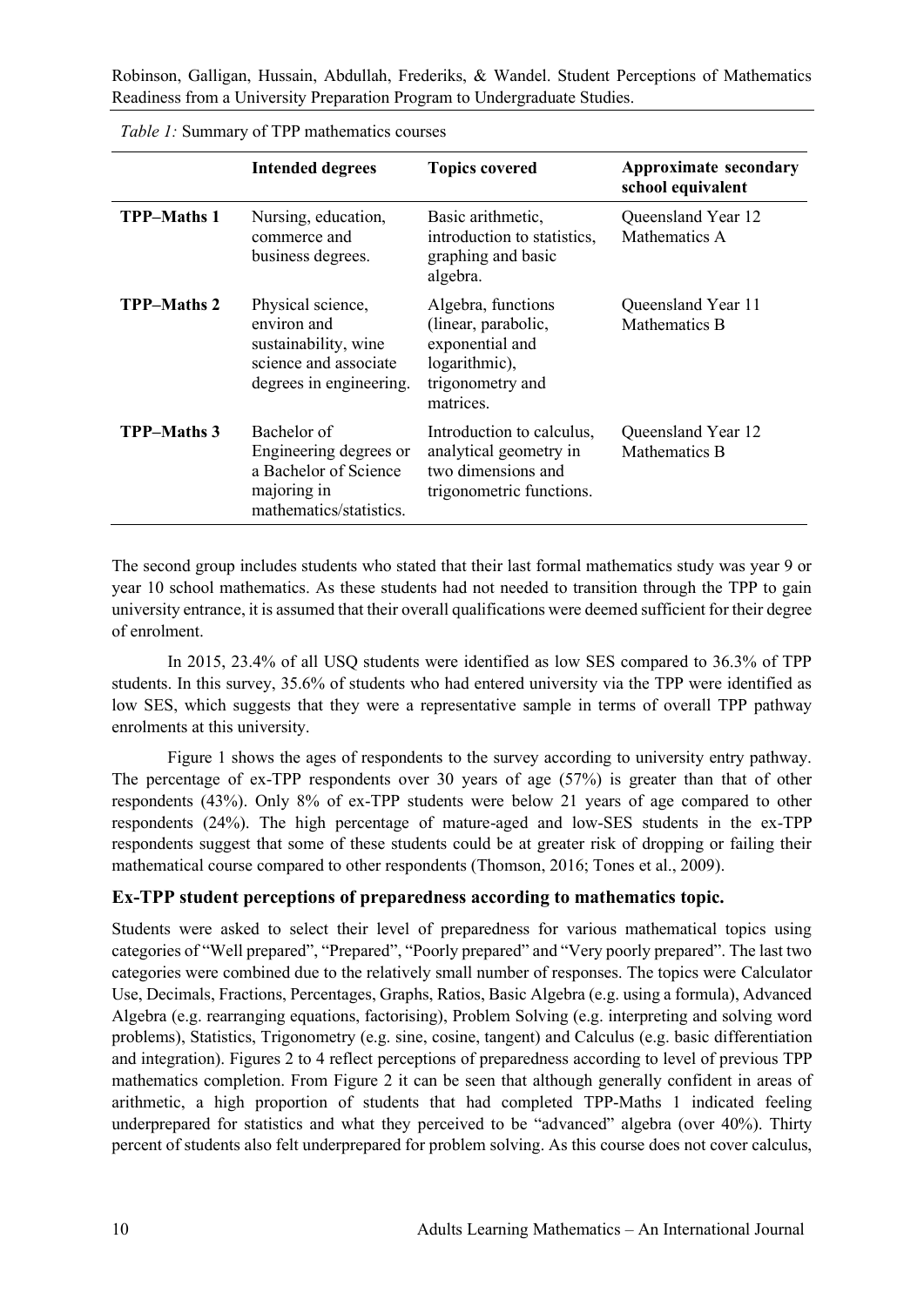*Table 1:* Summary of TPP mathematics courses

| | **Intended degrees** | **Topics covered** | **Approximate secondary school equivalent** |
|---|---|---|---|
| **TPP–Maths 1** | Nursing, education, commerce and business degrees. | Basic arithmetic, introduction to statistics, graphing and basic algebra. | Queensland Year 12 Mathematics A |
| **TPP–Maths 2** | Physical science, environ and sustainability, wine science and associate degrees in engineering. | Algebra, functions (linear, parabolic, exponential and logarithmic), trigonometry and matrices. | Queensland Year 11 Mathematics B |
| **TPP–Maths 3** | Bachelor of Engineering degrees or a Bachelor of Science majoring in mathematics/statistics. | Introduction to calculus, analytical geometry in two dimensions and trigonometric functions. | Queensland Year 12 Mathematics B |

The second group includes students who stated that their last formal mathematics study was year 9 or year 10 school mathematics. As these students had not needed to transition through the TPP to gain university entrance, it is assumed that their overall qualifications were deemed sufficient for their degree of enrolment.

In 2015, 23.4% of all USQ students were identified as low SES compared to 36.3% of TPP students. In this survey, 35.6% of students who had entered university via the TPP were identified as low SES, which suggests that they were a representative sample in terms of overall TPP pathway enrolments at this university.

Figure 1 shows the ages of respondents to the survey according to university entry pathway. The percentage of ex-TPP respondents over 30 years of age (57%) is greater than that of other respondents (43%). Only 8% of ex-TPP students were below 21 years of age compared to other respondents (24%). The high percentage of mature-aged and low-SES students in the ex-TPP respondents suggest that some of these students could be at greater risk of dropping or failing their mathematical course compared to other respondents (Thomson, 2016; Tones et al., 2009).

### Ex-TPP student perceptions of preparedness according to mathematics topic.

Students were asked to select their level of preparedness for various mathematical topics using categories of "Well prepared", "Prepared", "Poorly prepared" and "Very poorly prepared". The last two categories were combined due to the relatively small number of responses. The topics were Calculator Use, Decimals, Fractions, Percentages, Graphs, Ratios, Basic Algebra (e.g. using a formula), Advanced Algebra (e.g. rearranging equations, factorising), Problem Solving (e.g. interpreting and solving word problems), Statistics, Trigonometry (e.g. sine, cosine, tangent) and Calculus (e.g. basic differentiation and integration). Figures 2 to 4 reflect perceptions of preparedness according to level of previous TPP mathematics completion. From Figure 2 it can be seen that although generally confident in areas of arithmetic, a high proportion of students that had completed TPP-Maths 1 indicated feeling underprepared for statistics and what they perceived to be "advanced" algebra (over 40%). Thirty percent of students also felt underprepared for problem solving. As this course does not cover calculus,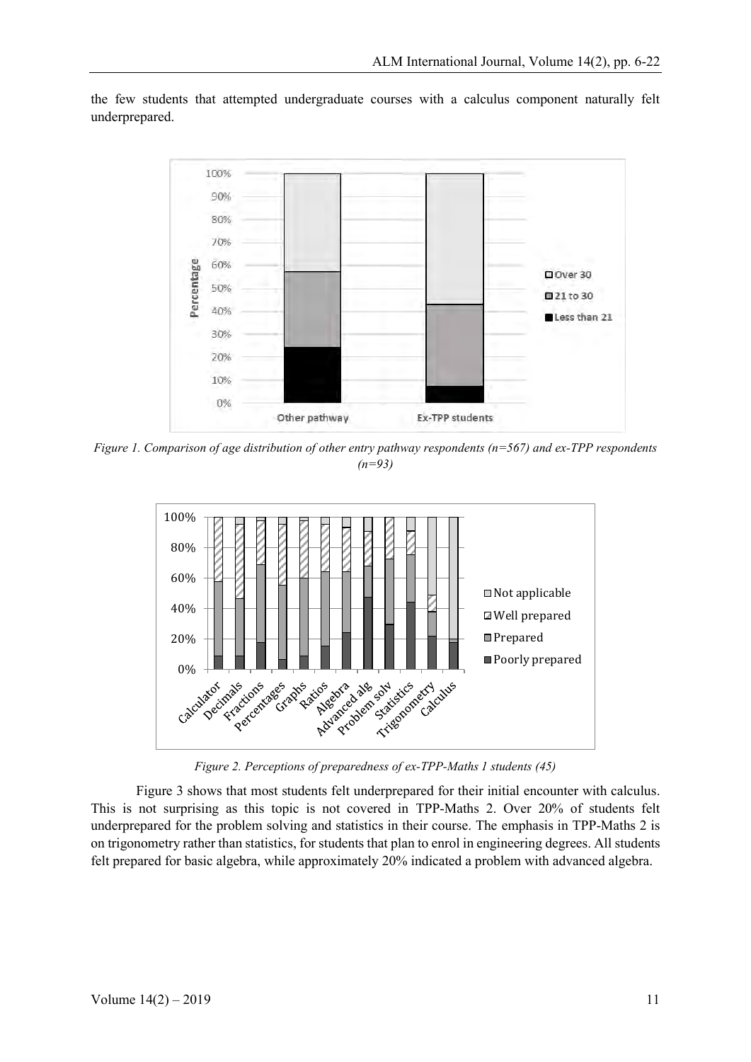the few students that attempted undergraduate courses with a calculus component naturally felt underprepared.

*Figure 1. Comparison of age distribution of other entry pathway respondents (n=567) and ex-TPP respondents (n=93)*

*Figure 2. Perceptions of preparedness of ex-TPP-Maths 1 students (45)*

Figure 3 shows that most students felt underprepared for their initial encounter with calculus. This is not surprising as this topic is not covered in TPP-Maths 2. Over 20% of students felt underprepared for the problem solving and statistics in their course. The emphasis in TPP-Maths 2 is on trigonometry rather than statistics, for students that plan to enrol in engineering degrees. All students felt prepared for basic algebra, while approximately 20% indicated a problem with advanced algebra.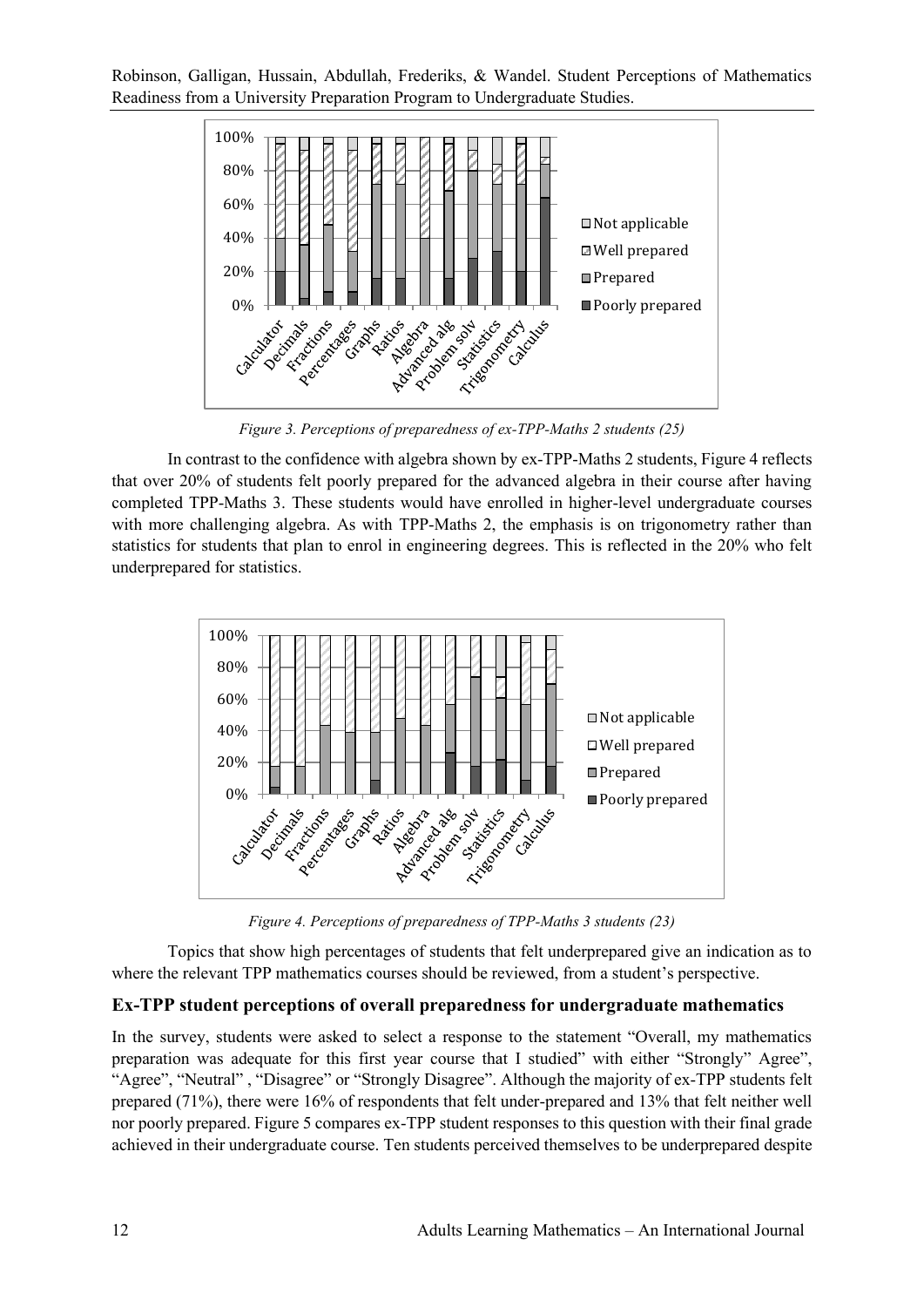Figure 3. Perceptions of preparedness of ex-TPP-Maths 2 students (25)

In contrast to the confidence with algebra shown by ex-TPP-Maths 2 students, Figure 4 reflects that over 20% of students felt poorly prepared for the advanced algebra in their course after having completed TPP-Maths 3. These students would have enrolled in higher-level undergraduate courses with more challenging algebra. As with TPP-Maths 2, the emphasis is on trigonometry rather than statistics for students that plan to enrol in engineering degrees. This is reflected in the 20% who felt underprepared for statistics.

Figure 4. Perceptions of preparedness of TPP-Maths 3 students (23)

Topics that show high percentages of students that felt underprepared give an indication as to where the relevant TPP mathematics courses should be reviewed, from a student's perspective.

### Ex-TPP student perceptions of overall preparedness for undergraduate mathematics

In the survey, students were asked to select a response to the statement "Overall, my mathematics preparation was adequate for this first year course that I studied" with either "Strongly" Agree", "Agree", "Neutral" , "Disagree" or "Strongly Disagree". Although the majority of ex-TPP students felt prepared (71%), there were 16% of respondents that felt under-prepared and 13% that felt neither well nor poorly prepared. Figure 5 compares ex-TPP student responses to this question with their final grade achieved in their undergraduate course. Ten students perceived themselves to be underprepared despite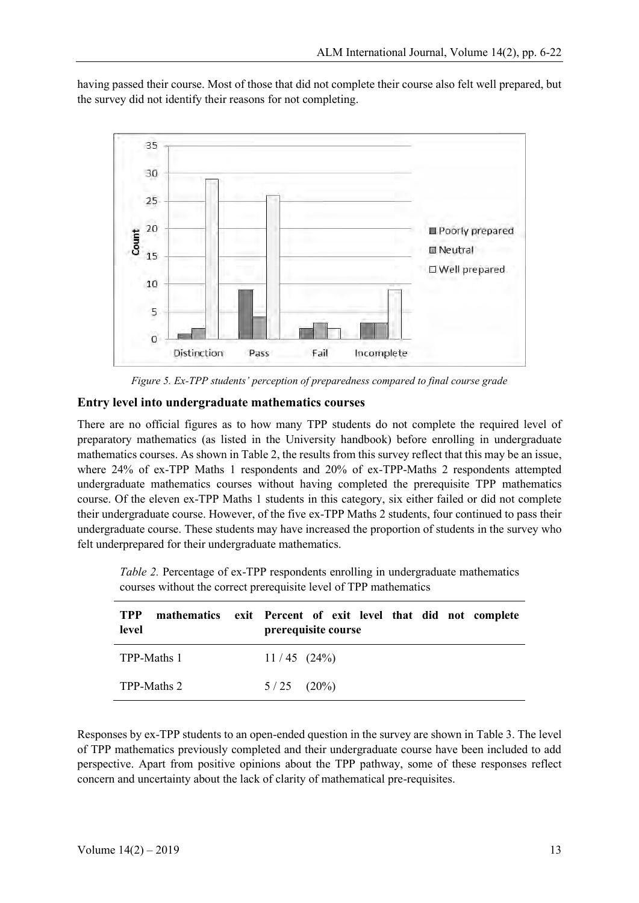having passed their course. Most of those that did not complete their course also felt well prepared, but the survey did not identify their reasons for not completing.

*Figure 5. Ex-TPP students' perception of preparedness compared to final course grade*

### Entry level into undergraduate mathematics courses

There are no official figures as to how many TPP students do not complete the required level of preparatory mathematics (as listed in the University handbook) before enrolling in undergraduate mathematics courses. As shown in Table 2, the results from this survey reflect that this may be an issue, where 24% of ex-TPP Maths 1 respondents and 20% of ex-TPP-Maths 2 respondents attempted undergraduate mathematics courses without having completed the prerequisite TPP mathematics course. Of the eleven ex-TPP Maths 1 students in this category, six either failed or did not complete their undergraduate course. However, of the five ex-TPP Maths 2 students, four continued to pass their undergraduate course. These students may have increased the proportion of students in the survey who felt underprepared for their undergraduate mathematics.

*Table 2.* Percentage of ex-TPP respondents enrolling in undergraduate mathematics courses without the correct prerequisite level of TPP mathematics

| **TPP mathematics exit level** | **Percent of exit level that did not complete prerequisite course** |
|---|---|
| TPP-Maths 1 | 11 / 45 (24%) |
| TPP-Maths 2 | 5 / 25 (20%) |

Responses by ex-TPP students to an open-ended question in the survey are shown in Table 3. The level of TPP mathematics previously completed and their undergraduate course have been included to add perspective. Apart from positive opinions about the TPP pathway, some of these responses reflect concern and uncertainty about the lack of clarity of mathematical pre-requisites.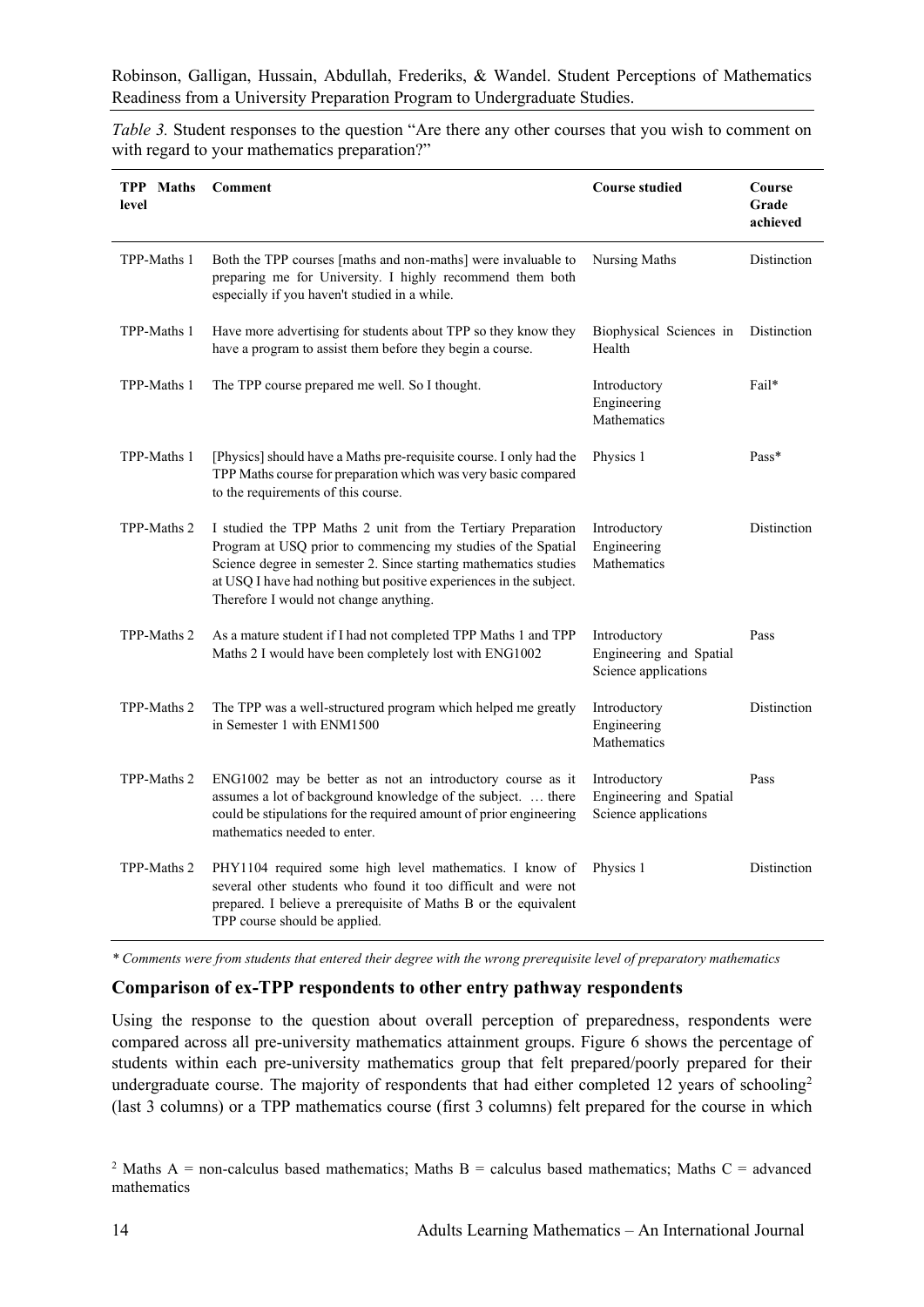*Table 3.* Student responses to the question "Are there any other courses that you wish to comment on with regard to your mathematics preparation?"

| TPP Maths level | Comment | Course studied | Course Grade achieved |
|---|---|---|---|
| TPP-Maths 1 | Both the TPP courses [maths and non-maths] were invaluable to preparing me for University. I highly recommend them both especially if you haven't studied in a while. | Nursing Maths | Distinction |
| TPP-Maths 1 | Have more advertising for students about TPP so they know they have a program to assist them before they begin a course. | Biophysical Sciences in Health | Distinction |
| TPP-Maths 1 | The TPP course prepared me well. So I thought. | Introductory Engineering Mathematics | Fail* |
| TPP-Maths 1 | [Physics] should have a Maths pre-requisite course. I only had the TPP Maths course for preparation which was very basic compared to the requirements of this course. | Physics 1 | Pass* |
| TPP-Maths 2 | I studied the TPP Maths 2 unit from the Tertiary Preparation Program at USQ prior to commencing my studies of the Spatial Science degree in semester 2. Since starting mathematics studies at USQ I have had nothing but positive experiences in the subject. Therefore I would not change anything. | Introductory Engineering Mathematics | Distinction |
| TPP-Maths 2 | As a mature student if I had not completed TPP Maths 1 and TPP Maths 2 I would have been completely lost with ENG1002 | Introductory Engineering and Spatial Science applications | Pass |
| TPP-Maths 2 | The TPP was a well-structured program which helped me greatly in Semester 1 with ENM1500 | Introductory Engineering Mathematics | Distinction |
| TPP-Maths 2 | ENG1002 may be better as not an introductory course as it assumes a lot of background knowledge of the subject. … there could be stipulations for the required amount of prior engineering mathematics needed to enter. | Introductory Engineering and Spatial Science applications | Pass |
| TPP-Maths 2 | PHY1104 required some high level mathematics. I know of several other students who found it too difficult and were not prepared. I believe a prerequisite of Maths B or the equivalent TPP course should be applied. | Physics 1 | Distinction |

*\* Comments were from students that entered their degree with the wrong prerequisite level of preparatory mathematics*

### Comparison of ex-TPP respondents to other entry pathway respondents

Using the response to the question about overall perception of preparedness, respondents were compared across all pre-university mathematics attainment groups. Figure 6 shows the percentage of students within each pre-university mathematics group that felt prepared/poorly prepared for their undergraduate course. The majority of respondents that had either completed 12 years of schooling[2] (last 3 columns) or a TPP mathematics course (first 3 columns) felt prepared for the course in which

[2] Maths A = non-calculus based mathematics; Maths B = calculus based mathematics; Maths C = advanced mathematics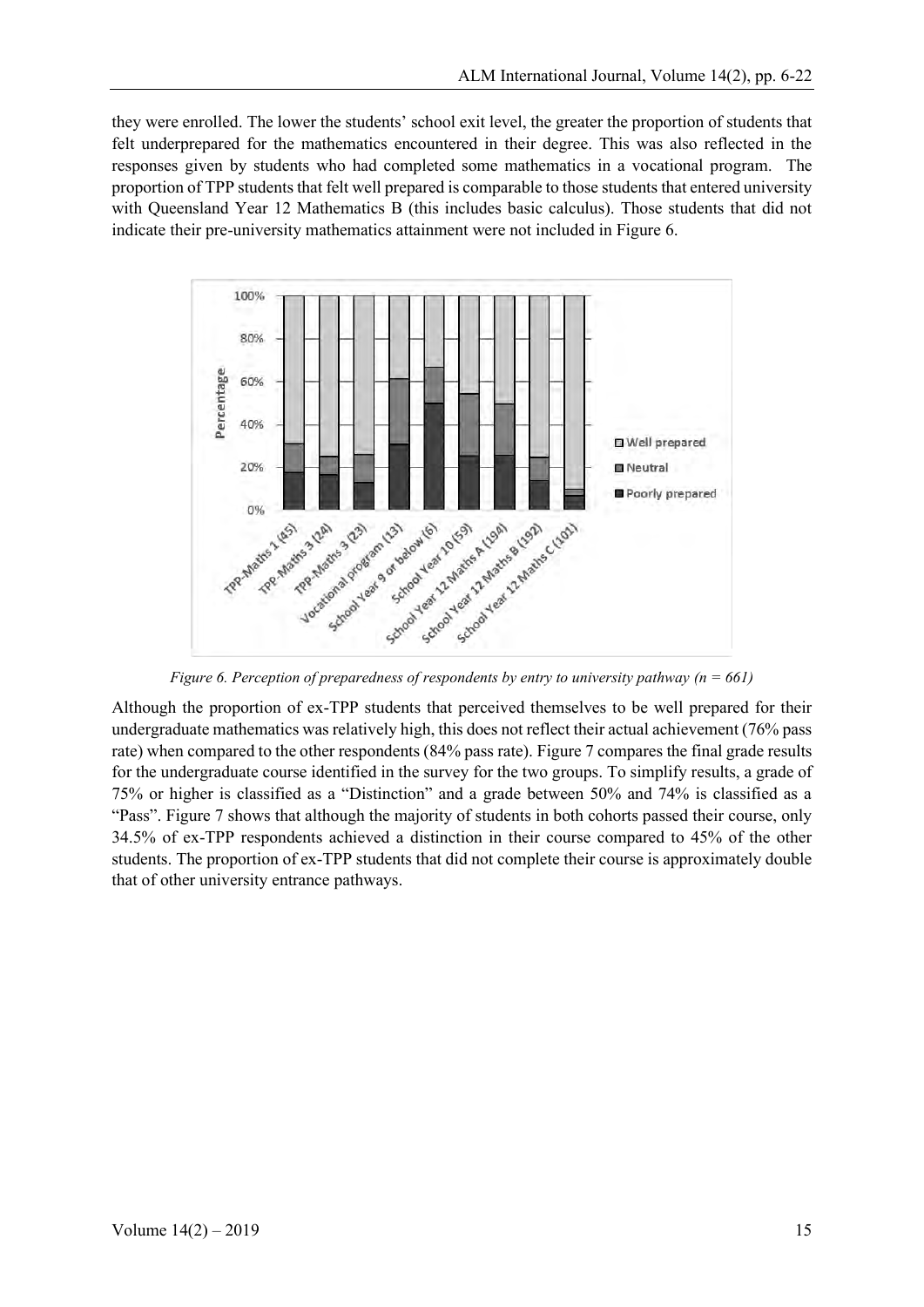they were enrolled. The lower the students' school exit level, the greater the proportion of students that felt underprepared for the mathematics encountered in their degree. This was also reflected in the responses given by students who had completed some mathematics in a vocational program. The proportion of TPP students that felt well prepared is comparable to those students that entered university with Queensland Year 12 Mathematics B (this includes basic calculus). Those students that did not indicate their pre-university mathematics attainment were not included in Figure 6.

*Figure 6. Perception of preparedness of respondents by entry to university pathway (n = 661)*

Although the proportion of ex-TPP students that perceived themselves to be well prepared for their undergraduate mathematics was relatively high, this does not reflect their actual achievement (76% pass rate) when compared to the other respondents (84% pass rate). Figure 7 compares the final grade results for the undergraduate course identified in the survey for the two groups. To simplify results, a grade of 75% or higher is classified as a "Distinction" and a grade between 50% and 74% is classified as a "Pass". Figure 7 shows that although the majority of students in both cohorts passed their course, only 34.5% of ex-TPP respondents achieved a distinction in their course compared to 45% of the other students. The proportion of ex-TPP students that did not complete their course is approximately double that of other university entrance pathways.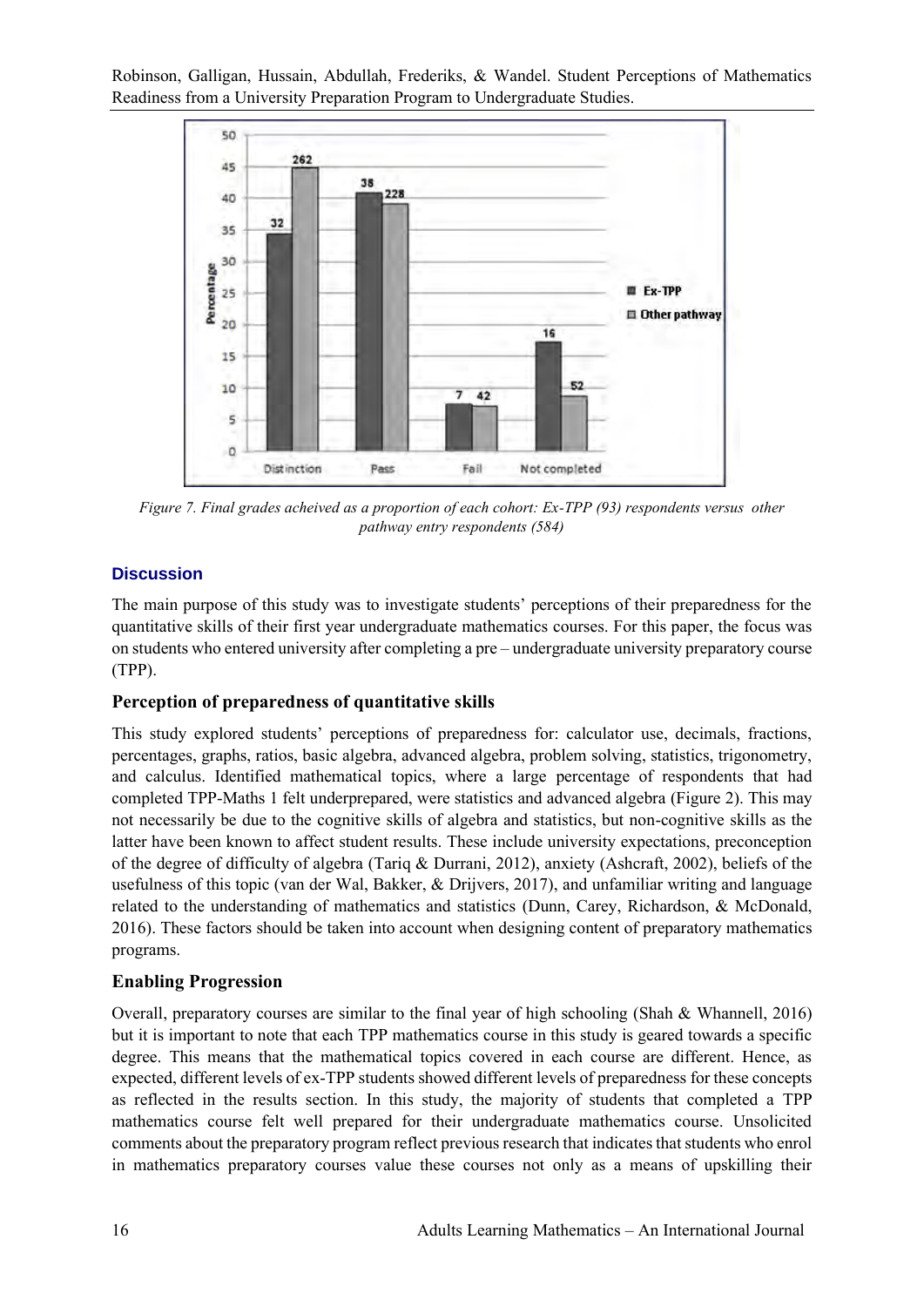Figure 7. Final grades acheived as a proportion of each cohort: Ex-TPP (93) respondents versus other pathway entry respondents (584)

## Discussion

The main purpose of this study was to investigate students' perceptions of their preparedness for the quantitative skills of their first year undergraduate mathematics courses. For this paper, the focus was on students who entered university after completing a pre – undergraduate university preparatory course (TPP).

### Perception of preparedness of quantitative skills

This study explored students' perceptions of preparedness for: calculator use, decimals, fractions, percentages, graphs, ratios, basic algebra, advanced algebra, problem solving, statistics, trigonometry, and calculus. Identified mathematical topics, where a large percentage of respondents that had completed TPP-Maths 1 felt underprepared, were statistics and advanced algebra (Figure 2). This may not necessarily be due to the cognitive skills of algebra and statistics, but non-cognitive skills as the latter have been known to affect student results. These include university expectations, preconception of the degree of difficulty of algebra (Tariq & Durrani, 2012), anxiety (Ashcraft, 2002), beliefs of the usefulness of this topic (van der Wal, Bakker, & Drijvers, 2017), and unfamiliar writing and language related to the understanding of mathematics and statistics (Dunn, Carey, Richardson, & McDonald, 2016). These factors should be taken into account when designing content of preparatory mathematics programs.

### Enabling Progression

Overall, preparatory courses are similar to the final year of high schooling (Shah & Whannell, 2016) but it is important to note that each TPP mathematics course in this study is geared towards a specific degree. This means that the mathematical topics covered in each course are different. Hence, as expected, different levels of ex-TPP students showed different levels of preparedness for these concepts as reflected in the results section. In this study, the majority of students that completed a TPP mathematics course felt well prepared for their undergraduate mathematics course. Unsolicited comments about the preparatory program reflect previous research that indicates that students who enrol in mathematics preparatory courses value these courses not only as a means of upskilling their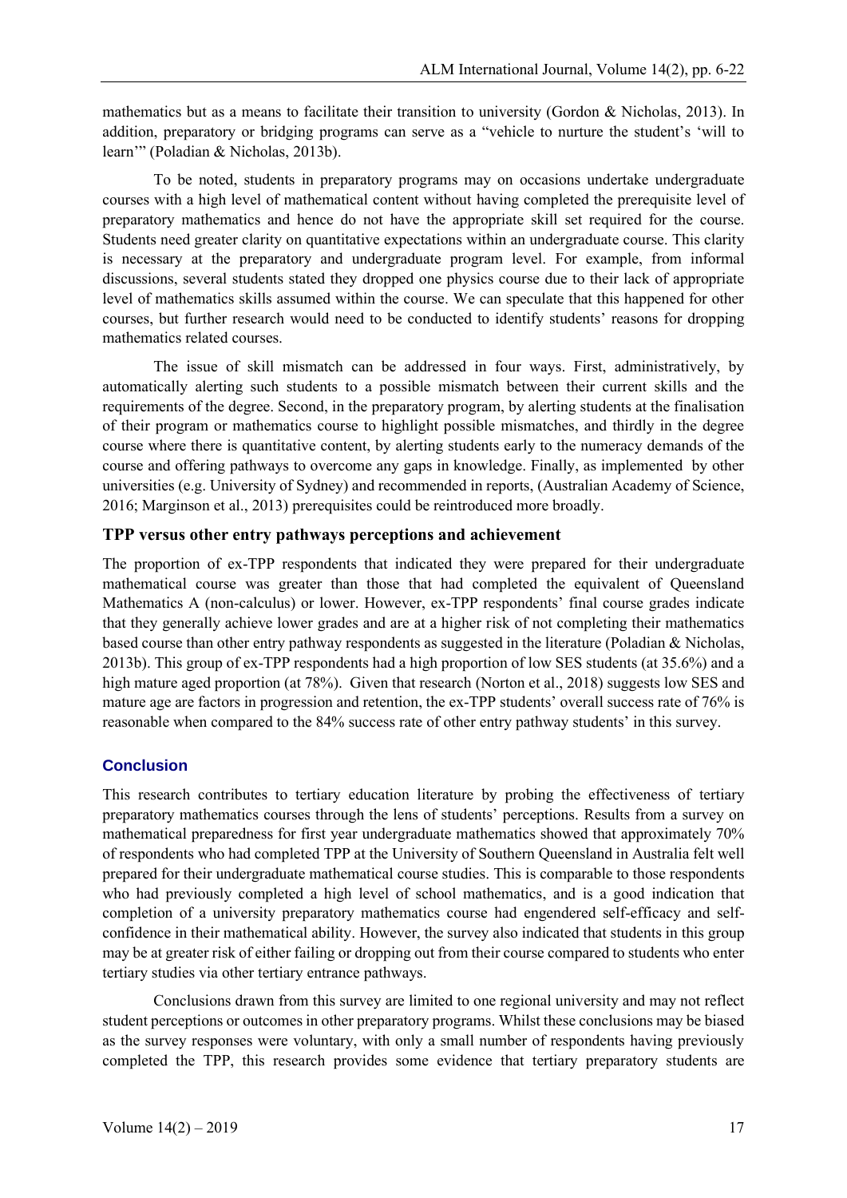mathematics but as a means to facilitate their transition to university (Gordon & Nicholas, 2013). In addition, preparatory or bridging programs can serve as a "vehicle to nurture the student's 'will to learn'" (Poladian & Nicholas, 2013b).

To be noted, students in preparatory programs may on occasions undertake undergraduate courses with a high level of mathematical content without having completed the prerequisite level of preparatory mathematics and hence do not have the appropriate skill set required for the course. Students need greater clarity on quantitative expectations within an undergraduate course. This clarity is necessary at the preparatory and undergraduate program level. For example, from informal discussions, several students stated they dropped one physics course due to their lack of appropriate level of mathematics skills assumed within the course. We can speculate that this happened for other courses, but further research would need to be conducted to identify students' reasons for dropping mathematics related courses.

The issue of skill mismatch can be addressed in four ways. First, administratively, by automatically alerting such students to a possible mismatch between their current skills and the requirements of the degree. Second, in the preparatory program, by alerting students at the finalisation of their program or mathematics course to highlight possible mismatches, and thirdly in the degree course where there is quantitative content, by alerting students early to the numeracy demands of the course and offering pathways to overcome any gaps in knowledge. Finally, as implemented by other universities (e.g. University of Sydney) and recommended in reports, (Australian Academy of Science, 2016; Marginson et al., 2013) prerequisites could be reintroduced more broadly.

### TPP versus other entry pathways perceptions and achievement

The proportion of ex-TPP respondents that indicated they were prepared for their undergraduate mathematical course was greater than those that had completed the equivalent of Queensland Mathematics A (non-calculus) or lower. However, ex-TPP respondents' final course grades indicate that they generally achieve lower grades and are at a higher risk of not completing their mathematics based course than other entry pathway respondents as suggested in the literature (Poladian & Nicholas, 2013b). This group of ex-TPP respondents had a high proportion of low SES students (at 35.6%) and a high mature aged proportion (at 78%). Given that research (Norton et al., 2018) suggests low SES and mature age are factors in progression and retention, the ex-TPP students' overall success rate of 76% is reasonable when compared to the 84% success rate of other entry pathway students' in this survey.

## Conclusion

This research contributes to tertiary education literature by probing the effectiveness of tertiary preparatory mathematics courses through the lens of students' perceptions. Results from a survey on mathematical preparedness for first year undergraduate mathematics showed that approximately 70% of respondents who had completed TPP at the University of Southern Queensland in Australia felt well prepared for their undergraduate mathematical course studies. This is comparable to those respondents who had previously completed a high level of school mathematics, and is a good indication that completion of a university preparatory mathematics course had engendered self-efficacy and self-confidence in their mathematical ability. However, the survey also indicated that students in this group may be at greater risk of either failing or dropping out from their course compared to students who enter tertiary studies via other tertiary entrance pathways.

Conclusions drawn from this survey are limited to one regional university and may not reflect student perceptions or outcomes in other preparatory programs. Whilst these conclusions may be biased as the survey responses were voluntary, with only a small number of respondents having previously completed the TPP, this research provides some evidence that tertiary preparatory students are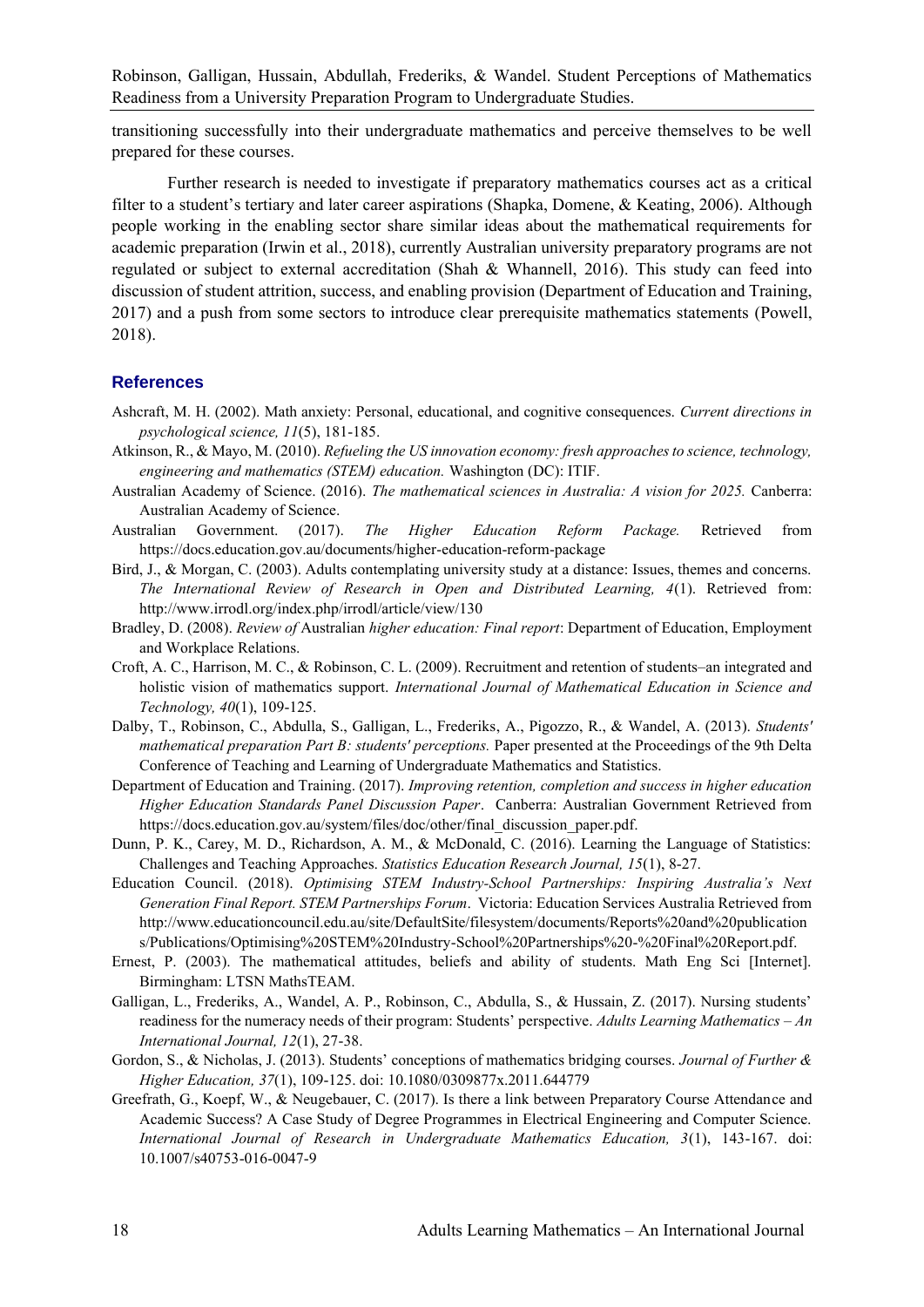transitioning successfully into their undergraduate mathematics and perceive themselves to be well prepared for these courses.

Further research is needed to investigate if preparatory mathematics courses act as a critical filter to a student's tertiary and later career aspirations (Shapka, Domene, & Keating, 2006). Although people working in the enabling sector share similar ideas about the mathematical requirements for academic preparation (Irwin et al., 2018), currently Australian university preparatory programs are not regulated or subject to external accreditation (Shah & Whannell, 2016). This study can feed into discussion of student attrition, success, and enabling provision (Department of Education and Training, 2017) and a push from some sectors to introduce clear prerequisite mathematics statements (Powell, 2018).

## References

Ashcraft, M. H. (2002). Math anxiety: Personal, educational, and cognitive consequences. *Current directions in psychological science, 11*(5), 181-185.

Atkinson, R., & Mayo, M. (2010). *Refueling the US innovation economy: fresh approaches to science, technology, engineering and mathematics (STEM) education.* Washington (DC): ITIF.

Australian Academy of Science. (2016). *The mathematical sciences in Australia: A vision for 2025.* Canberra: Australian Academy of Science.

Australian Government. (2017). *The Higher Education Reform Package.* Retrieved from https://docs.education.gov.au/documents/higher-education-reform-package

Bird, J., & Morgan, C. (2003). Adults contemplating university study at a distance: Issues, themes and concerns. *The International Review of Research in Open and Distributed Learning, 4*(1). Retrieved from: http://www.irrodl.org/index.php/irrodl/article/view/130

Bradley, D. (2008). *Review of* Australian *higher education: Final report*: Department of Education, Employment and Workplace Relations.

Croft, A. C., Harrison, M. C., & Robinson, C. L. (2009). Recruitment and retention of students–an integrated and holistic vision of mathematics support. *International Journal of Mathematical Education in Science and Technology, 40*(1), 109-125.

Dalby, T., Robinson, C., Abdulla, S., Galligan, L., Frederiks, A., Pigozzo, R., & Wandel, A. (2013). *Students' mathematical preparation Part B: students' perceptions.* Paper presented at the Proceedings of the 9th Delta Conference of Teaching and Learning of Undergraduate Mathematics and Statistics.

Department of Education and Training. (2017). *Improving retention, completion and success in higher education Higher Education Standards Panel Discussion Paper*. Canberra: Australian Government Retrieved from https://docs.education.gov.au/system/files/doc/other/final_discussion_paper.pdf.

Dunn, P. K., Carey, M. D., Richardson, A. M., & McDonald, C. (2016). Learning the Language of Statistics: Challenges and Teaching Approaches. *Statistics Education Research Journal, 15*(1), 8-27.

Education Council. (2018). *Optimising STEM Industry-School Partnerships: Inspiring Australia's Next Generation Final Report. STEM Partnerships Forum*. Victoria: Education Services Australia Retrieved from http://www.educationcouncil.edu.au/site/DefaultSite/filesystem/documents/Reports%20and%20publications/Publications/Optimising%20STEM%20Industry-School%20Partnerships%20-%20Final%20Report.pdf.

Ernest, P. (2003). The mathematical attitudes, beliefs and ability of students. Math Eng Sci [Internet]. Birmingham: LTSN MathsTEAM.

Galligan, L., Frederiks, A., Wandel, A. P., Robinson, C., Abdulla, S., & Hussain, Z. (2017). Nursing students' readiness for the numeracy needs of their program: Students' perspective. *Adults Learning Mathematics – An International Journal, 12*(1), 27-38.

Gordon, S., & Nicholas, J. (2013). Students' conceptions of mathematics bridging courses. *Journal of Further & Higher Education, 37*(1), 109-125. doi: 10.1080/0309877x.2011.644779

Greefrath, G., Koepf, W., & Neugebauer, C. (2017). Is there a link between Preparatory Course Attendance and Academic Success? A Case Study of Degree Programmes in Electrical Engineering and Computer Science. *International Journal of Research in Undergraduate Mathematics Education, 3*(1), 143-167. doi: 10.1007/s40753-016-0047-9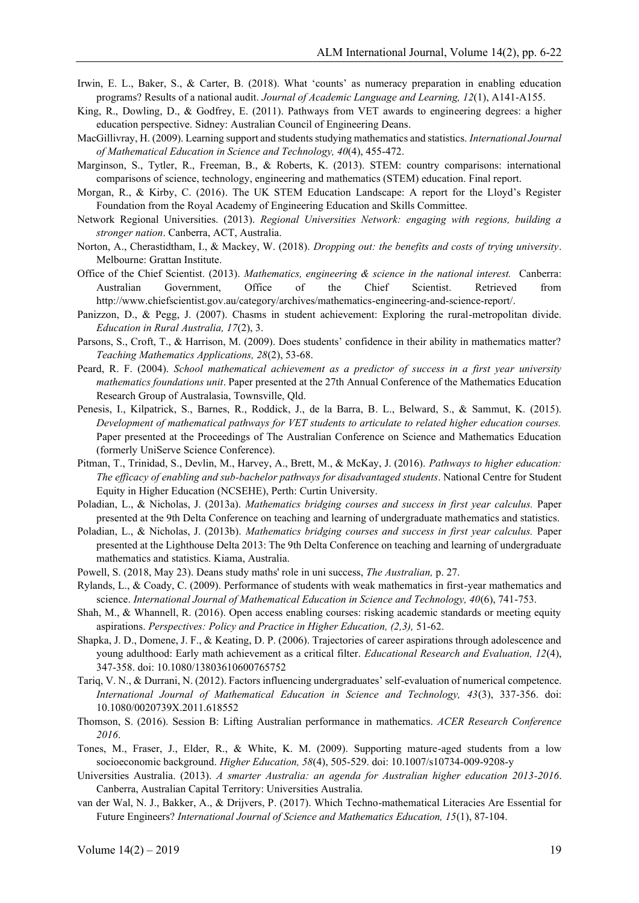Irwin, E. L., Baker, S., & Carter, B. (2018). What 'counts' as numeracy preparation in enabling education programs? Results of a national audit. *Journal of Academic Language and Learning, 12*(1), A141-A155.

King, R., Dowling, D., & Godfrey, E. (2011). Pathways from VET awards to engineering degrees: a higher education perspective. Sidney: Australian Council of Engineering Deans.

MacGillivray, H. (2009). Learning support and students studying mathematics and statistics. *International Journal of Mathematical Education in Science and Technology, 40*(4), 455-472.

Marginson, S., Tytler, R., Freeman, B., & Roberts, K. (2013). STEM: country comparisons: international comparisons of science, technology, engineering and mathematics (STEM) education. Final report.

Morgan, R., & Kirby, C. (2016). The UK STEM Education Landscape: A report for the Lloyd's Register Foundation from the Royal Academy of Engineering Education and Skills Committee.

Network Regional Universities. (2013). *Regional Universities Network: engaging with regions, building a stronger nation*. Canberra, ACT, Australia.

Norton, A., Cherastidtham, I., & Mackey, W. (2018). *Dropping out: the benefits and costs of trying university*. Melbourne: Grattan Institute.

Office of the Chief Scientist. (2013). *Mathematics, engineering & science in the national interest.* Canberra: Australian Government, Office of the Chief Scientist. Retrieved from http://www.chiefscientist.gov.au/category/archives/mathematics-engineering-and-science-report/.

Panizzon, D., & Pegg, J. (2007). Chasms in student achievement: Exploring the rural-metropolitan divide. *Education in Rural Australia, 17*(2), 3.

Parsons, S., Croft, T., & Harrison, M. (2009). Does students' confidence in their ability in mathematics matter? *Teaching Mathematics Applications, 28*(2), 53-68.

Peard, R. F. (2004). *School mathematical achievement as a predictor of success in a first year university mathematics foundations unit*. Paper presented at the 27th Annual Conference of the Mathematics Education Research Group of Australasia, Townsville, Qld.

Penesis, I., Kilpatrick, S., Barnes, R., Roddick, J., de la Barra, B. L., Belward, S., & Sammut, K. (2015). *Development of mathematical pathways for VET students to articulate to related higher education courses.* Paper presented at the Proceedings of The Australian Conference on Science and Mathematics Education (formerly UniServe Science Conference).

Pitman, T., Trinidad, S., Devlin, M., Harvey, A., Brett, M., & McKay, J. (2016). *Pathways to higher education: The efficacy of enabling and sub-bachelor pathways for disadvantaged students*. National Centre for Student Equity in Higher Education (NCSEHE), Perth: Curtin University.

Poladian, L., & Nicholas, J. (2013a). *Mathematics bridging courses and success in first year calculus.* Paper presented at the 9th Delta Conference on teaching and learning of undergraduate mathematics and statistics.

Poladian, L., & Nicholas, J. (2013b). *Mathematics bridging courses and success in first year calculus.* Paper presented at the Lighthouse Delta 2013: The 9th Delta Conference on teaching and learning of undergraduate mathematics and statistics. Kiama, Australia.

Powell, S. (2018, May 23). Deans study maths' role in uni success, *The Australian,* p. 27.

Rylands, L., & Coady, C. (2009). Performance of students with weak mathematics in first-year mathematics and science. *International Journal of Mathematical Education in Science and Technology, 40*(6), 741-753.

Shah, M., & Whannell, R. (2016). Open access enabling courses: risking academic standards or meeting equity aspirations. *Perspectives: Policy and Practice in Higher Education, (2,3),* 51-62.

Shapka, J. D., Domene, J. F., & Keating, D. P. (2006). Trajectories of career aspirations through adolescence and young adulthood: Early math achievement as a critical filter. *Educational Research and Evaluation, 12*(4), 347-358. doi: 10.1080/13803610600765752

Tariq, V. N., & Durrani, N. (2012). Factors influencing undergraduates' self-evaluation of numerical competence. *International Journal of Mathematical Education in Science and Technology, 43*(3), 337-356. doi: 10.1080/0020739X.2011.618552

Thomson, S. (2016). Session B: Lifting Australian performance in mathematics. *ACER Research Conference 2016*.

Tones, M., Fraser, J., Elder, R., & White, K. M. (2009). Supporting mature-aged students from a low socioeconomic background. *Higher Education, 58*(4), 505-529. doi: 10.1007/s10734-009-9208-y

Universities Australia. (2013). *A smarter Australia: an agenda for Australian higher education 2013-2016*. Canberra, Australian Capital Territory: Universities Australia.

van der Wal, N. J., Bakker, A., & Drijvers, P. (2017). Which Techno-mathematical Literacies Are Essential for Future Engineers? *International Journal of Science and Mathematics Education, 15*(1), 87-104.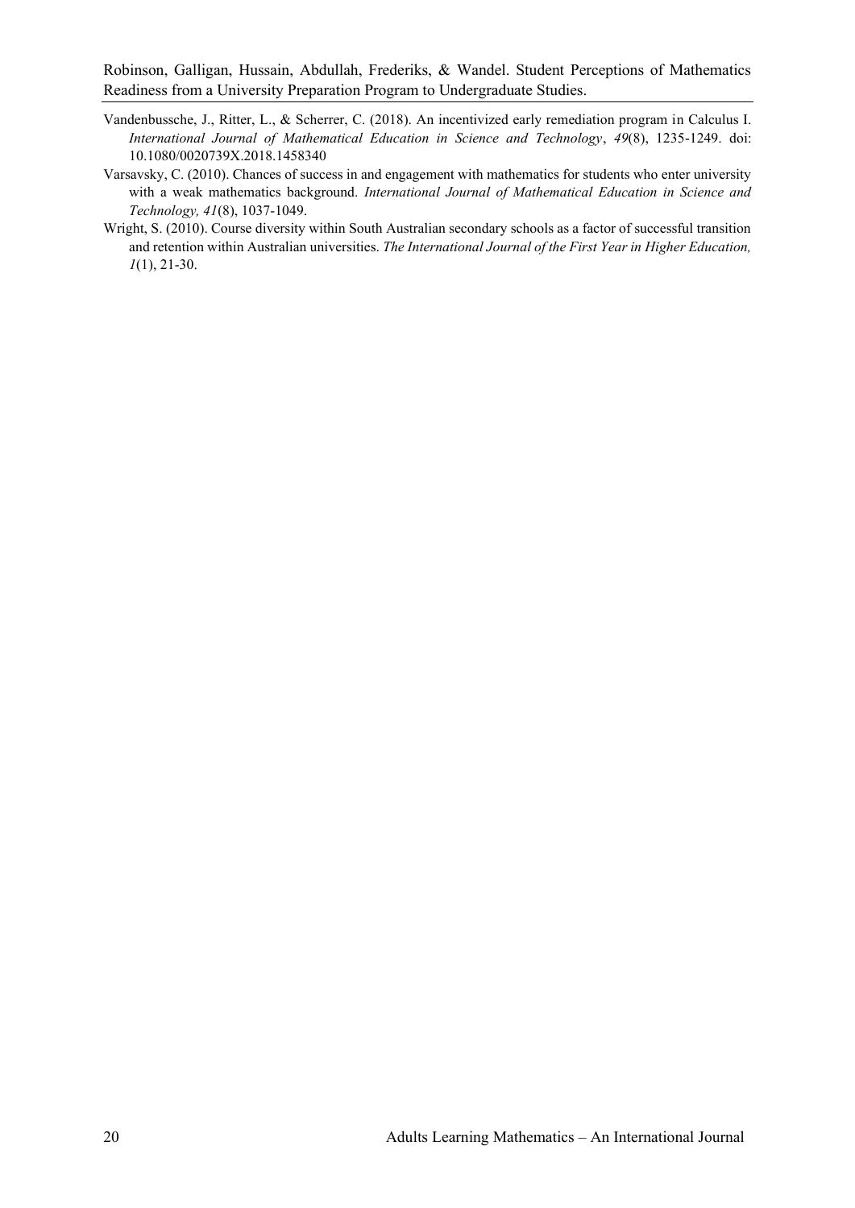Vandenbussche, J., Ritter, L., & Scherrer, C. (2018). An incentivized early remediation program in Calculus I. *International Journal of Mathematical Education in Science and Technology*, *49*(8), 1235-1249. doi: 10.1080/0020739X.2018.1458340

Varsavsky, C. (2010). Chances of success in and engagement with mathematics for students who enter university with a weak mathematics background. *International Journal of Mathematical Education in Science and Technology, 41*(8), 1037-1049.

Wright, S. (2010). Course diversity within South Australian secondary schools as a factor of successful transition and retention within Australian universities. *The International Journal of the First Year in Higher Education, 1*(1), 21-30.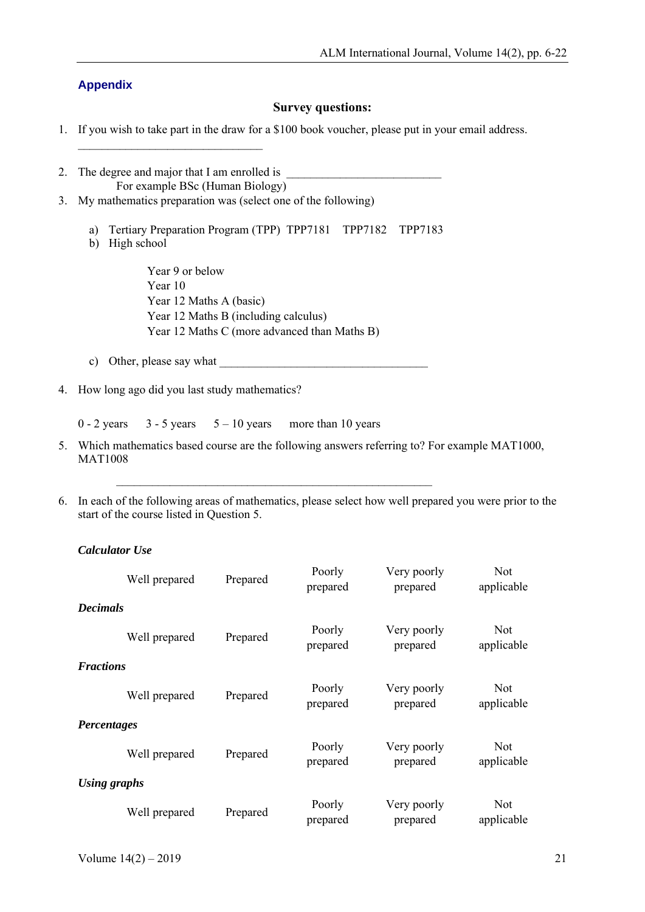## Appendix

**Survey questions:**

1. If you wish to take part in the draw for a $100 book voucher, please put in your email address.

   ______________________________

2. The degree and major that I am enrolled is ___________________________
   For example BSc (Human Biology)
3. My mathematics preparation was (select one of the following)

   a) Tertiary Preparation Program (TPP) TPP7181 TPP7182 TPP7183
   b) High school

      Year 9 or below
      Year 10
      Year 12 Maths A (basic)
      Year 12 Maths B (including calculus)
      Year 12 Maths C (more advanced than Maths B)

   c) Other, please say what ____________________________________

4. How long ago did you last study mathematics?

   0 - 2 years 3 - 5 years 5 – 10 years more than 10 years

5. Which mathematics based course are the following answers referring to? For example MAT1000, MAT1008

   ______________________________________________________

6. In each of the following areas of mathematics, please select how well prepared you were prior to the start of the course listed in Question 5.

***Calculator Use***

| Well prepared | Prepared | Poorly prepared | Very poorly prepared | Not applicable |
|---|---|---|---|---|

***Decimals***

| Well prepared | Prepared | Poorly prepared | Very poorly prepared | Not applicable |
|---|---|---|---|---|

***Fractions***

| Well prepared | Prepared | Poorly prepared | Very poorly prepared | Not applicable |
|---|---|---|---|---|

***Percentages***

| Well prepared | Prepared | Poorly prepared | Very poorly prepared | Not applicable |
|---|---|---|---|---|

***Using graphs***

| Well prepared | Prepared | Poorly prepared | Very poorly prepared | Not applicable |
|---|---|---|---|---|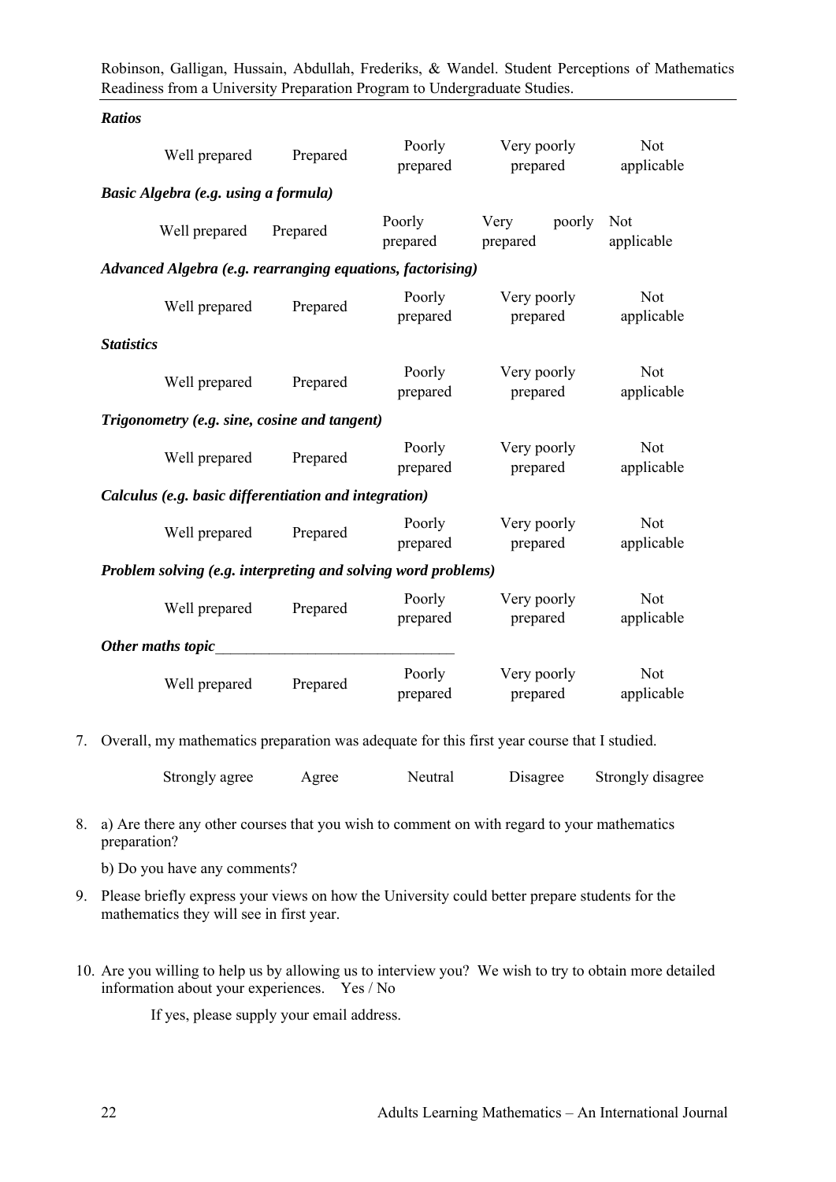***Ratios***

Well prepared | Prepared | Poorly prepared | Very poorly prepared | Not applicable

***Basic Algebra (e.g. using a formula)***

Well prepared | Prepared | Poorly prepared | Very poorly prepared | Not applicable

***Advanced Algebra (e.g. rearranging equations, factorising)***

Well prepared | Prepared | Poorly prepared | Very poorly prepared | Not applicable

***Statistics***

Well prepared | Prepared | Poorly prepared | Very poorly prepared | Not applicable

***Trigonometry (e.g. sine, cosine and tangent)***

Well prepared | Prepared | Poorly prepared | Very poorly prepared | Not applicable

***Calculus (e.g. basic differentiation and integration)***

Well prepared | Prepared | Poorly prepared | Very poorly prepared | Not applicable

***Problem solving (e.g. interpreting and solving word problems)***

Well prepared | Prepared | Poorly prepared | Very poorly prepared | Not applicable

***Other maths topic*** ______________________________

Well prepared | Prepared | Poorly prepared | Very poorly prepared | Not applicable

7. Overall, my mathematics preparation was adequate for this first year course that I studied.

   Strongly agree | Agree | Neutral | Disagree | Strongly disagree

8. a) Are there any other courses that you wish to comment on with regard to your mathematics preparation?

   b) Do you have any comments?

9. Please briefly express your views on how the University could better prepare students for the mathematics they will see in first year.

10. Are you willing to help us by allowing us to interview you? We wish to try to obtain more detailed information about your experiences. Yes / No

    If yes, please supply your email address.